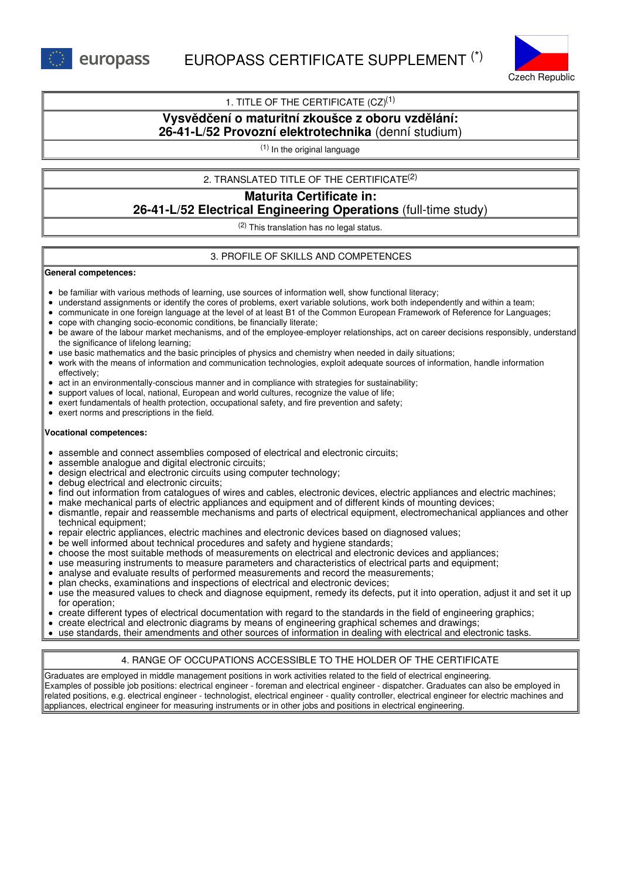europass

# EUROPASS CERTIFICATE SUPPLEMENT (*)

Czech Republic

## 1. TITLE OF THE CERTIFICATE (CZ)[1]

**Vysvědčení o maturitní zkoušce z oboru vzdělání:**
**26-41-L/52 Provozní elektrotechnika** (denní studium)

[1] In the original language

## 2. TRANSLATED TITLE OF THE CERTIFICATE[2]

**Maturita Certificate in:**
**26-41-L/52 Electrical Engineering Operations** (full-time study)

[2] This translation has no legal status.

## 3. PROFILE OF SKILLS AND COMPETENCES

**General competences:**

- be familiar with various methods of learning, use sources of information well, show functional literacy;
- understand assignments or identify the cores of problems, exert variable solutions, work both independently and within a team;
- communicate in one foreign language at the level of at least B1 of the Common European Framework of Reference for Languages;
- cope with changing socio-economic conditions, be financially literate;
- be aware of the labour market mechanisms, and of the employee-employer relationships, act on career decisions responsibly, understand the significance of lifelong learning;
- use basic mathematics and the basic principles of physics and chemistry when needed in daily situations;
- work with the means of information and communication technologies, exploit adequate sources of information, handle information effectively;
- act in an environmentally-conscious manner and in compliance with strategies for sustainability;
- support values of local, national, European and world cultures, recognize the value of life;
- exert fundamentals of health protection, occupational safety, and fire prevention and safety;
- exert norms and prescriptions in the field.

**Vocational competences:**

- assemble and connect assemblies composed of electrical and electronic circuits;
- assemble analogue and digital electronic circuits;
- design electrical and electronic circuits using computer technology;
- debug electrical and electronic circuits;
- find out information from catalogues of wires and cables, electronic devices, electric appliances and electric machines;
- make mechanical parts of electric appliances and equipment and of different kinds of mounting devices;
- dismantle, repair and reassemble mechanisms and parts of electrical equipment, electromechanical appliances and other technical equipment;
- repair electric appliances, electric machines and electronic devices based on diagnosed values;
- be well informed about technical procedures and safety and hygiene standards;
- choose the most suitable methods of measurements on electrical and electronic devices and appliances;
- use measuring instruments to measure parameters and characteristics of electrical parts and equipment;
- analyse and evaluate results of performed measurements and record the measurements;
- plan checks, examinations and inspections of electrical and electronic devices;
- use the measured values to check and diagnose equipment, remedy its defects, put it into operation, adjust it and set it up for operation;
- create different types of electrical documentation with regard to the standards in the field of engineering graphics;
- create electrical and electronic diagrams by means of engineering graphical schemes and drawings;
- use standards, their amendments and other sources of information in dealing with electrical and electronic tasks.

## 4. RANGE OF OCCUPATIONS ACCESSIBLE TO THE HOLDER OF THE CERTIFICATE

Graduates are employed in middle management positions in work activities related to the field of electrical engineering.
Examples of possible job positions: electrical engineer - foreman and electrical engineer - dispatcher. Graduates can also be employed in related positions, e.g. electrical engineer - technologist, electrical engineer - quality controller, electrical engineer for electric machines and appliances, electrical engineer for measuring instruments or in other jobs and positions in electrical engineering.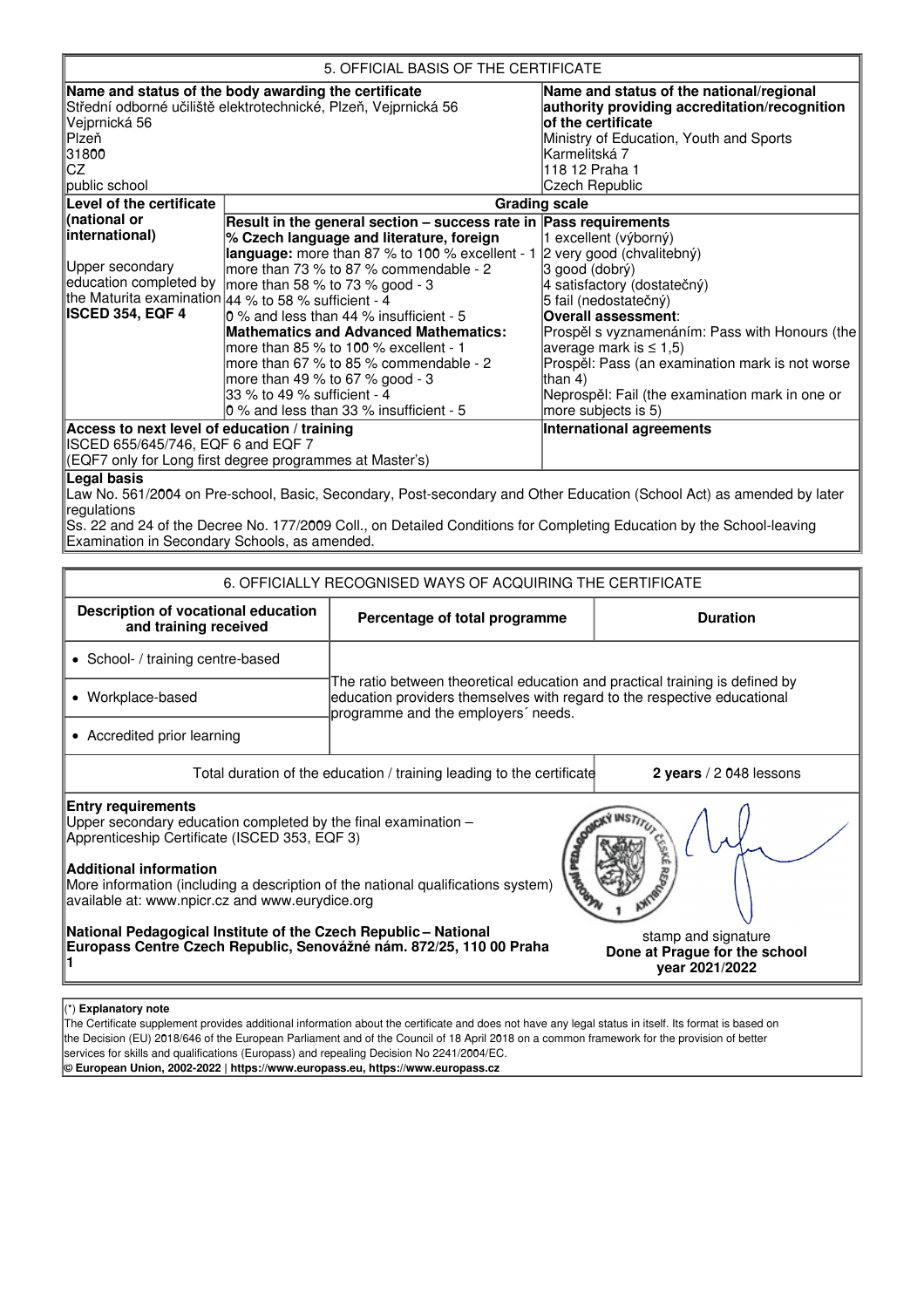## 5. OFFICIAL BASIS OF THE CERTIFICATE

| | | |
|---|---|---|
| **Name and status of the body awarding the certificate**<br>Střední odborné učiliště elektrotechnické, Plzeň, Vejprnická 56<br>Vejprnická 56<br>Plzeň<br>31800<br>CZ<br>public school | | **Name and status of the national/regional authority providing accreditation/recognition of the certificate**<br>Ministry of Education, Youth and Sports<br>Karmelitská 7<br>118 12 Praha 1<br>Czech Republic |
| **Level of the certificate (national or international)** | **Grading scale** | |
| Upper secondary education completed by the Maturita examination<br>**ISCED 354, EQF 4** | **Result in the general section – success rate in % Czech language and literature, foreign language:** more than 87 % to 100 % excellent - 1<br>more than 73 % to 87 % commendable - 2<br>more than 58 % to 73 % good - 3<br>44 % to 58 % sufficient - 4<br>0 % and less than 44 % insufficient - 5<br>**Mathematics and Advanced Mathematics:**<br>more than 85 % to 100 % excellent - 1<br>more than 67 % to 85 % commendable - 2<br>more than 49 % to 67 % good - 3<br>33 % to 49 % sufficient - 4<br>0 % and less than 33 % insufficient - 5 | **Pass requirements**<br>1 excellent (výborný)<br>2 very good (chvalitebný)<br>3 good (dobrý)<br>4 satisfactory (dostatečný)<br>5 fail (nedostatečný)<br>**Overall assessment**:<br>Prospěl s vyznamenáním: Pass with Honours (the average mark is ≤ 1,5)<br>Prospěl: Pass (an examination mark is not worse than 4)<br>Neprospěl: Fail (the examination mark in one or more subjects is 5) |
| **Access to next level of education / training**<br>ISCED 655/645/746, EQF 6 and EQF 7<br>(EQF7 only for Long first degree programmes at Master's) | | **International agreements** |

**Legal basis**

Law No. 561/2004 on Pre-school, Basic, Secondary, Post-secondary and Other Education (School Act) as amended by later regulations

Ss. 22 and 24 of the Decree No. 177/2009 Coll., on Detailed Conditions for Completing Education by the School-leaving Examination in Secondary Schools, as amended.

## 6. OFFICIALLY RECOGNISED WAYS OF ACQUIRING THE CERTIFICATE

| Description of vocational education and training received | Percentage of total programme | Duration |
|---|---|---|
| • School- / training centre-based | The ratio between theoretical education and practical training is defined by education providers themselves with regard to the respective educational programme and the employers´ needs. | |
| • Workplace-based | | |
| • Accredited prior learning | | |
| Total duration of the education / training leading to the certificate | | **2 years** / 2 048 lessons |

**Entry requirements**

Upper secondary education completed by the final examination – Apprenticeship Certificate (ISCED 353, EQF 3)

**Additional information**

More information (including a description of the national qualifications system) available at: www.npicr.cz and www.eurydice.org

**National Pedagogical Institute of the Czech Republic – National Europass Centre Czech Republic, Senovážné nám. 872/25, 110 00 Praha 1**

stamp and signature

**Done at Prague for the school year 2021/2022**

(*) **Explanatory note**

The Certificate supplement provides additional information about the certificate and does not have any legal status in itself. Its format is based on the Decision (EU) 2018/646 of the European Parliament and of the Council of 18 April 2018 on a common framework for the provision of better services for skills and qualifications (Europass) and repealing Decision No 2241/2004/EC.

**© European Union, 2002-2022 | https://www.europass.eu, https://www.europass.cz**